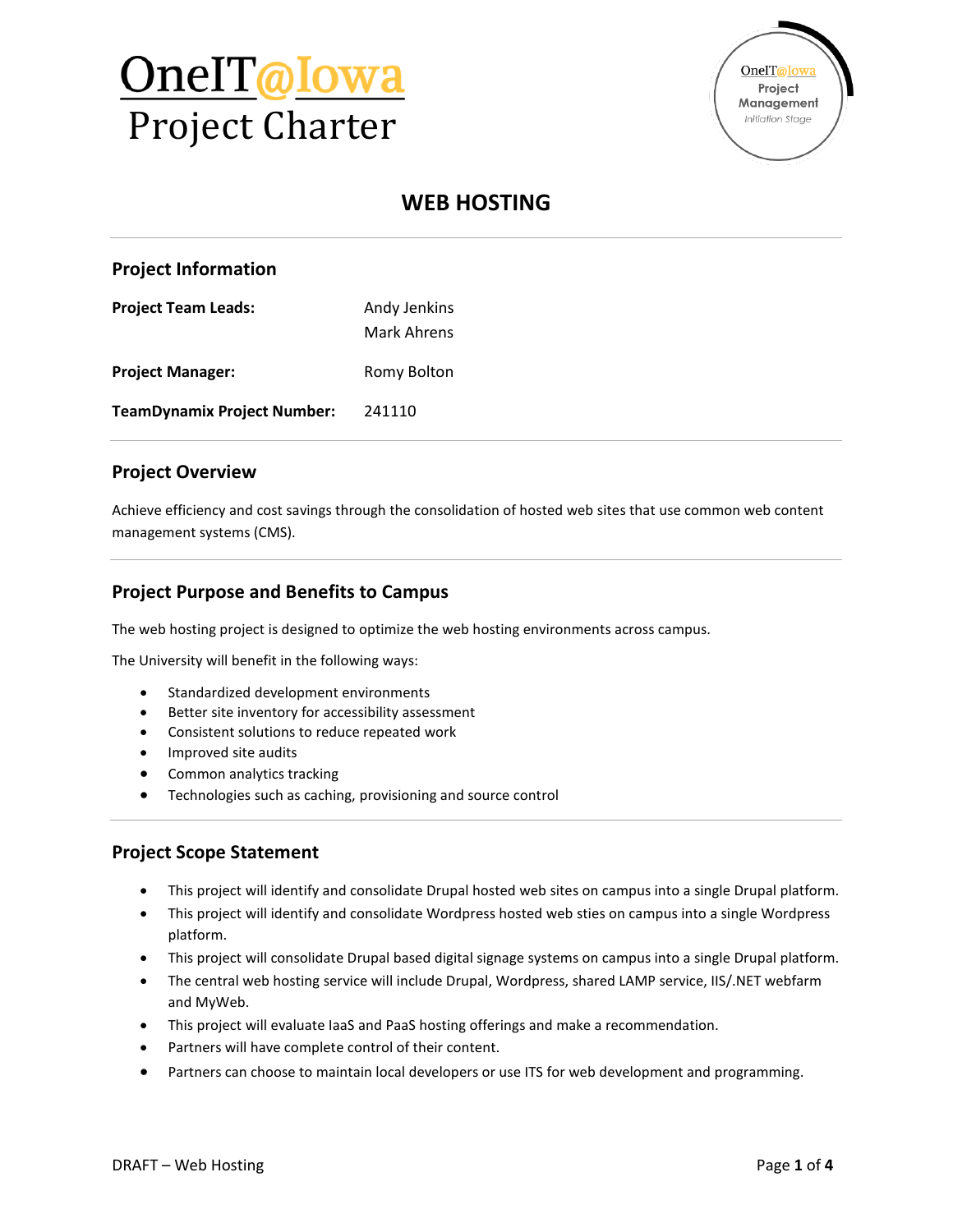# OneIT@Iowa Project Charter

OneIT@Iowa Project Management Initiation Stage

## WEB HOSTING

### Project Information

**Project Team Leads:** Andy Jenkins
Mark Ahrens

**Project Manager:** Romy Bolton

**TeamDynamix Project Number:** 241110

### Project Overview

Achieve efficiency and cost savings through the consolidation of hosted web sites that use common web content management systems (CMS).

### Project Purpose and Benefits to Campus

The web hosting project is designed to optimize the web hosting environments across campus.

The University will benefit in the following ways:

- Standardized development environments
- Better site inventory for accessibility assessment
- Consistent solutions to reduce repeated work
- Improved site audits
- Common analytics tracking
- Technologies such as caching, provisioning and source control

### Project Scope Statement

- This project will identify and consolidate Drupal hosted web sites on campus into a single Drupal platform.
- This project will identify and consolidate Wordpress hosted web sties on campus into a single Wordpress platform.
- This project will consolidate Drupal based digital signage systems on campus into a single Drupal platform.
- The central web hosting service will include Drupal, Wordpress, shared LAMP service, IIS/.NET webfarm and MyWeb.
- This project will evaluate IaaS and PaaS hosting offerings and make a recommendation.
- Partners will have complete control of their content.
- Partners can choose to maintain local developers or use ITS for web development and programming.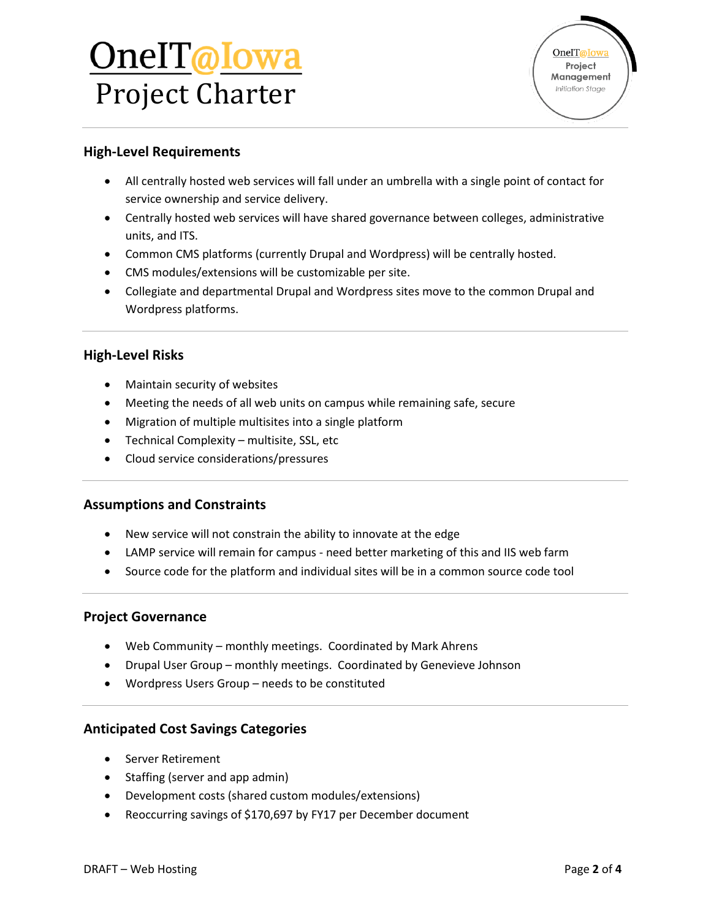## High-Level Requirements

- All centrally hosted web services will fall under an umbrella with a single point of contact for service ownership and service delivery.
- Centrally hosted web services will have shared governance between colleges, administrative units, and ITS.
- Common CMS platforms (currently Drupal and Wordpress) will be centrally hosted.
- CMS modules/extensions will be customizable per site.
- Collegiate and departmental Drupal and Wordpress sites move to the common Drupal and Wordpress platforms.

## High-Level Risks

- Maintain security of websites
- Meeting the needs of all web units on campus while remaining safe, secure
- Migration of multiple multisites into a single platform
- Technical Complexity – multisite, SSL, etc
- Cloud service considerations/pressures

## Assumptions and Constraints

- New service will not constrain the ability to innovate at the edge
- LAMP service will remain for campus - need better marketing of this and IIS web farm
- Source code for the platform and individual sites will be in a common source code tool

## Project Governance

- Web Community – monthly meetings. Coordinated by Mark Ahrens
- Drupal User Group – monthly meetings. Coordinated by Genevieve Johnson
- Wordpress Users Group – needs to be constituted

## Anticipated Cost Savings Categories

- Server Retirement
- Staffing (server and app admin)
- Development costs (shared custom modules/extensions)
- Reoccurring savings of $170,697 by FY17 per December document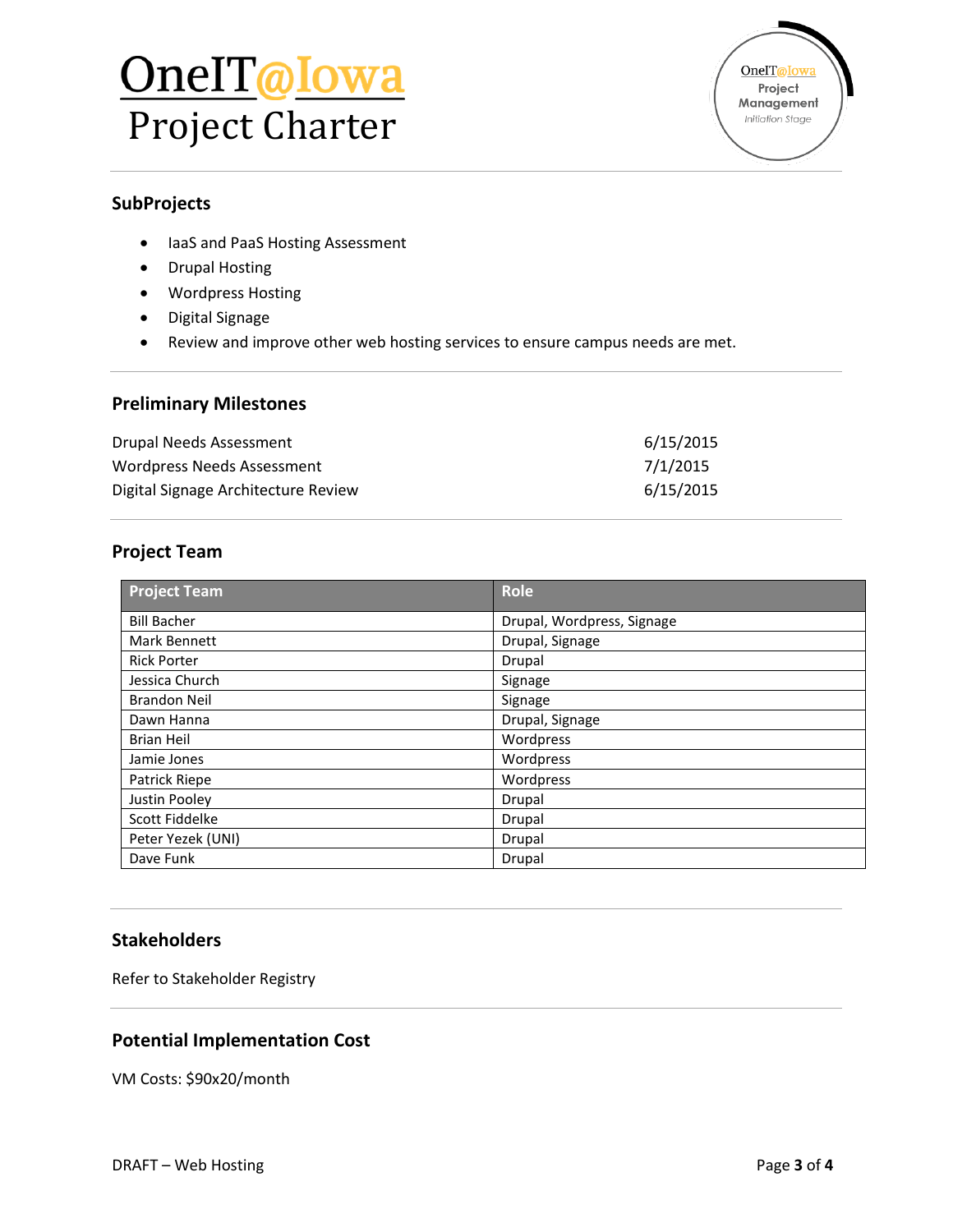## SubProjects

- IaaS and PaaS Hosting Assessment
- Drupal Hosting
- Wordpress Hosting
- Digital Signage
- Review and improve other web hosting services to ensure campus needs are met.

## Preliminary Milestones

| | |
|---|---|
| Drupal Needs Assessment | 6/15/2015 |
| Wordpress Needs Assessment | 7/1/2015 |
| Digital Signage Architecture Review | 6/15/2015 |

## Project Team

| Project Team | Role |
|---|---|
| Bill Bacher | Drupal, Wordpress, Signage |
| Mark Bennett | Drupal, Signage |
| Rick Porter | Drupal |
| Jessica Church | Signage |
| Brandon Neil | Signage |
| Dawn Hanna | Drupal, Signage |
| Brian Heil | Wordpress |
| Jamie Jones | Wordpress |
| Patrick Riepe | Wordpress |
| Justin Pooley | Drupal |
| Scott Fiddelke | Drupal |
| Peter Yezek (UNI) | Drupal |
| Dave Funk | Drupal |

## Stakeholders

Refer to Stakeholder Registry

## Potential Implementation Cost

VM Costs: $90x20/month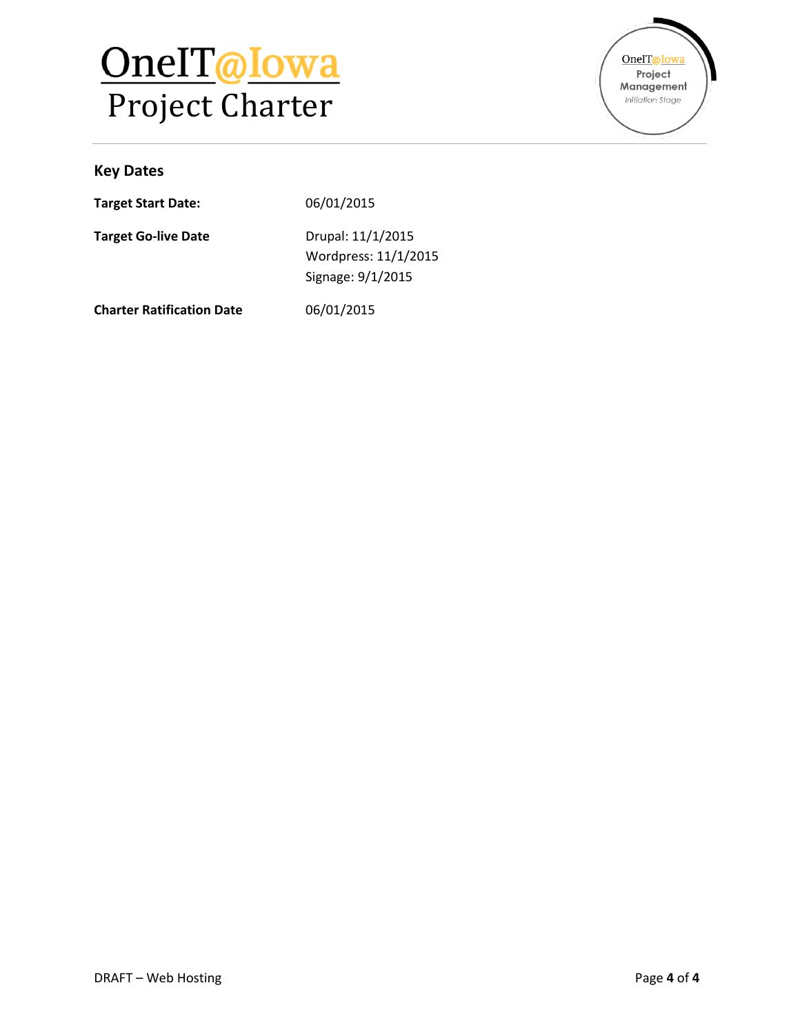## Key Dates

| | |
|---|---|
| **Target Start Date:** | 06/01/2015 |
| **Target Go-live Date** | Drupal: 11/1/2015<br>Wordpress: 11/1/2015<br>Signage: 9/1/2015 |
| **Charter Ratification Date** | 06/01/2015 |